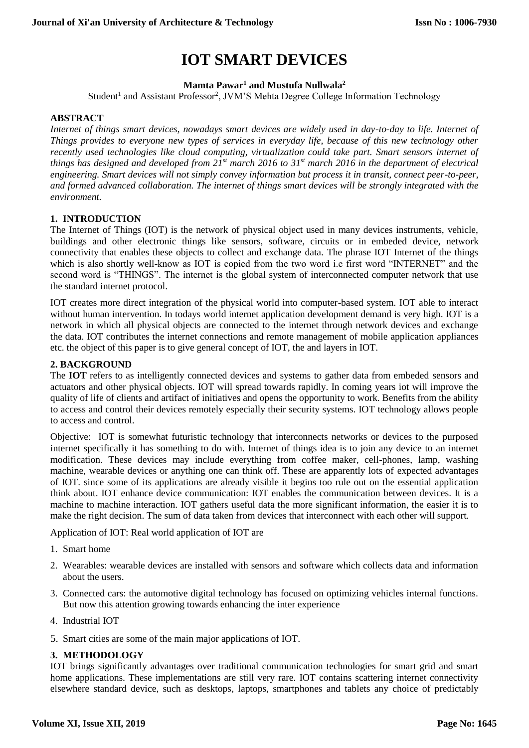# IOT SMART DEVICES

**Mamta Pawar[1] and Mustufa Nullwala[2]**

Student[1] and Assistant Professor[2], JVM'S Mehta Degree College Information Technology

## ABSTRACT

*Internet of things smart devices, nowadays smart devices are widely used in day-to-day to life. Internet of Things provides to everyone new types of services in everyday life, because of this new technology other recently used technologies like cloud computing, virtualization could take part. Smart sensors internet of things has designed and developed from 21st march 2016 to 31st march 2016 in the department of electrical engineering. Smart devices will not simply convey information but process it in transit, connect peer-to-peer, and formed advanced collaboration. The internet of things smart devices will be strongly integrated with the environment.*

## 1. INTRODUCTION

The Internet of Things (IOT) is the network of physical object used in many devices instruments, vehicle, buildings and other electronic things like sensors, software, circuits or in embeded device, network connectivity that enables these objects to collect and exchange data. The phrase IOT Internet of the things which is also shortly well-know as IOT is copied from the two word i.e first word "INTERNET" and the second word is "THINGS". The internet is the global system of interconnected computer network that use the standard internet protocol.

IOT creates more direct integration of the physical world into computer-based system. IOT able to interact without human intervention. In todays world internet application development demand is very high. IOT is a network in which all physical objects are connected to the internet through network devices and exchange the data. IOT contributes the internet connections and remote management of mobile application appliances etc. the object of this paper is to give general concept of IOT, the and layers in IOT.

## 2. BACKGROUND

The **IOT** refers to as intelligently connected devices and systems to gather data from embeded sensors and actuators and other physical objects. IOT will spread towards rapidly. In coming years iot will improve the quality of life of clients and artifact of initiatives and opens the opportunity to work. Benefits from the ability to access and control their devices remotely especially their security systems. IOT technology allows people to access and control.

Objective: IOT is somewhat futuristic technology that interconnects networks or devices to the purposed internet specifically it has something to do with. Internet of things idea is to join any device to an internet modification. These devices may include everything from coffee maker, cell-phones, lamp, washing machine, wearable devices or anything one can think off. These are apparently lots of expected advantages of IOT. since some of its applications are already visible it begins too rule out on the essential application think about. IOT enhance device communication: IOT enables the communication between devices. It is a machine to machine interaction. IOT gathers useful data the more significant information, the easier it is to make the right decision. The sum of data taken from devices that interconnect with each other will support.

Application of IOT: Real world application of IOT are

1. Smart home
2. Wearables: wearable devices are installed with sensors and software which collects data and information about the users.
3. Connected cars: the automotive digital technology has focused on optimizing vehicles internal functions. But now this attention growing towards enhancing the inter experience
4. Industrial IOT
5. Smart cities are some of the main major applications of IOT.

## 3. METHODOLOGY

IOT brings significantly advantages over traditional communication technologies for smart grid and smart home applications. These implementations are still very rare. IOT contains scattering internet connectivity elsewhere standard device, such as desktops, laptops, smartphones and tablets any choice of predictably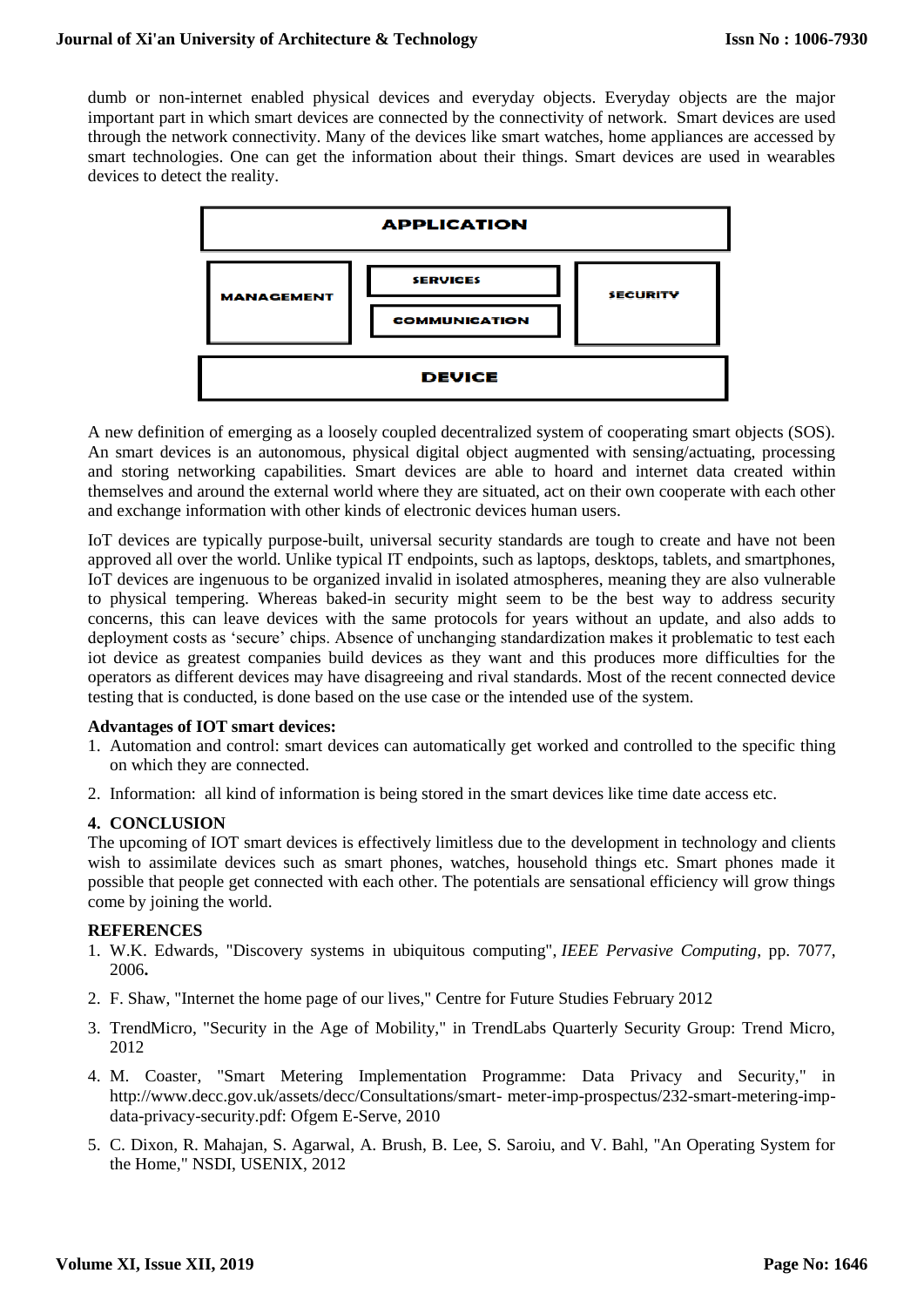dumb or non-internet enabled physical devices and everyday objects. Everyday objects are the major important part in which smart devices are connected by the connectivity of network. Smart devices are used through the network connectivity. Many of the devices like smart watches, home appliances are accessed by smart technologies. One can get the information about their things. Smart devices are used in wearables devices to detect the reality.

| APPLICATION | | |
|---|---|---|
| MANAGEMENT | SERVICES<br>COMMUNICATION | SECURITY |
| DEVICE | | |

A new definition of emerging as a loosely coupled decentralized system of cooperating smart objects (SOS). An smart devices is an autonomous, physical digital object augmented with sensing/actuating, processing and storing networking capabilities. Smart devices are able to hoard and internet data created within themselves and around the external world where they are situated, act on their own cooperate with each other and exchange information with other kinds of electronic devices human users.

IoT devices are typically purpose-built, universal security standards are tough to create and have not been approved all over the world. Unlike typical IT endpoints, such as laptops, desktops, tablets, and smartphones, IoT devices are ingenuous to be organized invalid in isolated atmospheres, meaning they are also vulnerable to physical tempering. Whereas baked-in security might seem to be the best way to address security concerns, this can leave devices with the same protocols for years without an update, and also adds to deployment costs as 'secure' chips. Absence of unchanging standardization makes it problematic to test each iot device as greatest companies build devices as they want and this produces more difficulties for the operators as different devices may have disagreeing and rival standards. Most of the recent connected device testing that is conducted, is done based on the use case or the intended use of the system.

**Advantages of IOT smart devices:**

1. Automation and control: smart devices can automatically get worked and controlled to the specific thing on which they are connected.
2. Information: all kind of information is being stored in the smart devices like time date access etc.

## 4. CONCLUSION

The upcoming of IOT smart devices is effectively limitless due to the development in technology and clients wish to assimilate devices such as smart phones, watches, household things etc. Smart phones made it possible that people get connected with each other. The potentials are sensational efficiency will grow things come by joining the world.

## REFERENCES

1. W.K. Edwards, "Discovery systems in ubiquitous computing", *IEEE Pervasive Computing*, pp. 7077, 2006**.**
2. F. Shaw, "Internet the home page of our lives," Centre for Future Studies February 2012
3. TrendMicro, "Security in the Age of Mobility," in TrendLabs Quarterly Security Group: Trend Micro, 2012
4. M. Coaster, "Smart Metering Implementation Programme: Data Privacy and Security," in http://www.decc.gov.uk/assets/decc/Consultations/smart- meter-imp-prospectus/232-smart-metering-imp-data-privacy-security.pdf: Ofgem E-Serve, 2010
5. C. Dixon, R. Mahajan, S. Agarwal, A. Brush, B. Lee, S. Saroiu, and V. Bahl, "An Operating System for the Home," NSDI, USENIX, 2012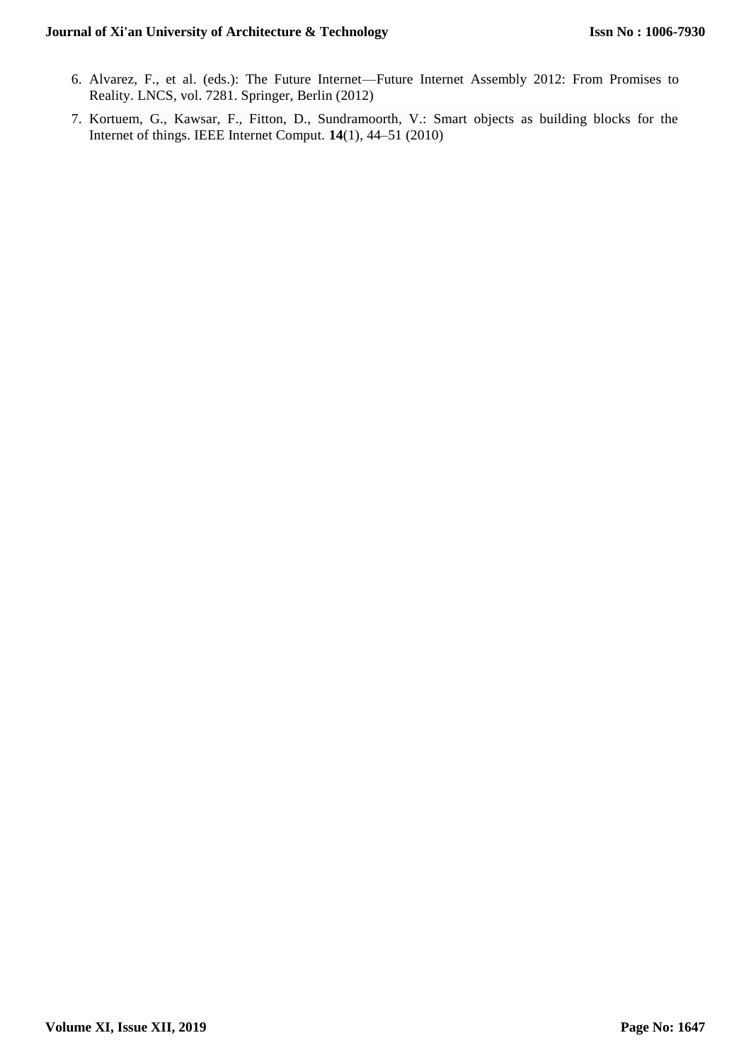6. Alvarez, F., et al. (eds.): The Future Internet—Future Internet Assembly 2012: From Promises to Reality. LNCS, vol. 7281. Springer, Berlin (2012)
7. Kortuem, G., Kawsar, F., Fitton, D., Sundramoorth, V.: Smart objects as building blocks for the Internet of things. IEEE Internet Comput. **14**(1), 44–51 (2010)